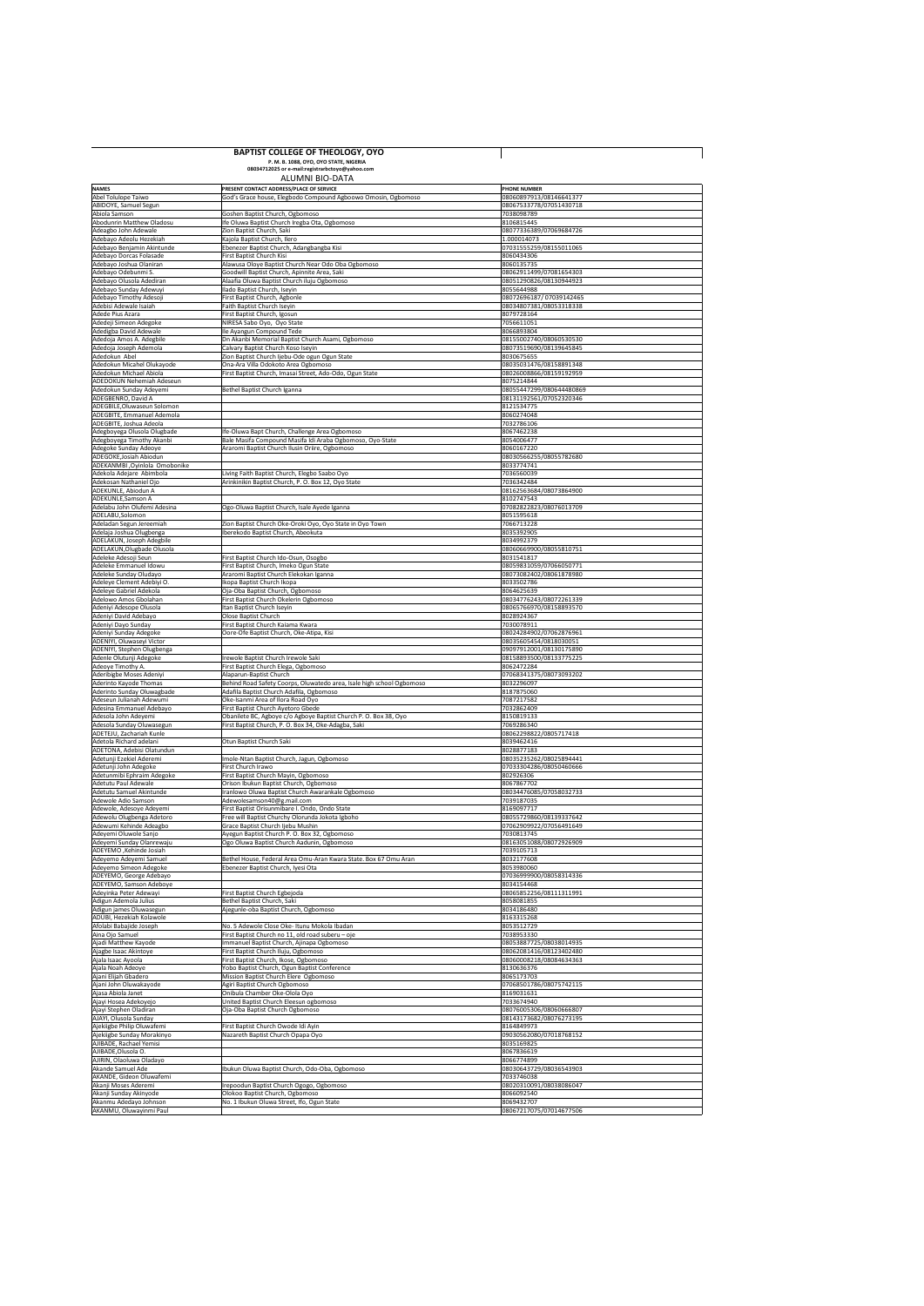# BAPTIST COLLEGE OF THEOLOGY, OYO

**P. M. B. 1088, OYO, OYO STATE, NIGERIA**
**08034712025 or e-mail:registrarbctoyo@yahoo.com**

## ALUMNI BIO-DATA

| NAMES | PRESENT CONTACT ADDRESS/PLACE OF SERVICE | PHONE NUMBER |
|---|---|---|
| Abel Tolulope Taiwo | God's Grace house, Elegbodo Compound Agboowo Omosin, Ogbomoso | 08060897913/08146641377 |
| ABIDOYE, Samuel Segun | | 08067533778/07051430718 |
| Abiola Samson | Goshen Baptist Church, Ogbomoso | 7038098789 |
| Abodunrin Matthew Oladosu | Ife Oluwa Baptist Church Iregba Ota, Ogbomoso | 8106815445 |
| Adeagbo John Adewale | Zion Baptist Church, Saki | 08077336389/07069684726 |
| Adebayo Adeolu Hezekiah | Kajola Baptist Church, Ilero | 1.000014073 |
| Adebayo Benjamin Akintunde | Ebenezer Baptist Church, Adangbangba Kisi | 07031555259/08155011065 |
| Adebayo Dorcas Folasade | First Baptist Church Kisi | 8060434306 |
| Adebayo Joshua Olaniran | Alawusa Oloye Baptist Church Near Odo Oba Ogbomoso | 8060135735 |
| Adebayo Odebunmi S. | Goodwill Baptist Church, Apinnite Area, Saki | 08062911499/07081654303 |
| Adebayo Olusola Adediran | Alaafia Oluwa Baptist Church Iluju Ogbomoso | 08051290826/08130944923 |
| Adebayo Sunday Adewuyi | Iliado Baptist Church, Iseyin | 8055644988 |
| Adebayo Timothy Adesoji | First Baptist Church, Agbonle | 08072696187/ 07039142465 |
| Adebisi Adewale Isaiah | Faith Baptist Church Iseyin | 08034807381/08053318338 |
| Adede Pius Azara | First Baptist Church, Igosun | 8079728164 |
| Adedeji Simeon Adegoke | NIRESA Sabo Oyo, Oyo State | 7056611051 |
| Adedigba David Adewale | Ile Ayangun Compound Tede | 8066893804 |
| Adedoja Amos A. Adegbile | Dn Akanbi Memorial Baptist Church Asami, Ogbomoso | 08155002740/08060530530 |
| Adedoja Joseph Ademola | Calvary Baptist Church Koso Iseyin | 08073519690/08139645845 |
| Adedokun Abel | Zion Baptist Church Ijebu-Ode ogun Ogun State | 8030675655 |
| Adedokun Micahel Olukayode | Ona-Ara Villa Odokoto Area Ogbomoso | 08035031476/08158891348 |
| Adedokun Michael Abiola | First Baptist Church, Imasai Street, Ado-Odo, Ogun State | 08026008866/08159192959 |
| ADEDOKUN Nehemiah Adeseun | | 8075214844 |
| Adedokun Sunday Adeyemi | Bethel Baptist Church Iganna | 08055447299/080644480869 |
| ADEGBENRO, David A | | 08131192561/07052320346 |
| ADEGBILE,Oluwaseun Solomon | | 8121534775 |
| ADEGBITE, Emmanuel Ademola | | 8060274048 |
| ADEGBITE, Joshua Adeola | | 7032786106 |
| Adegboyega Olusola Olugbade | Ife-Oluwa Bapt Church, Challenge Area Ogbomoso | 8067462238 |
| Adegboyega Timothy Akanbi | Bale Masifa Compound Masifa Idi Araba Ogbomoso, Oyo-State | 8054006477 |
| Adegoke Sunday Adeoye | Araromi Baptist Church Ilusin Oriire, Ogbomoso | 8060167220 |
| ADEGOKE,Josiah Abiodun | | 08030566255/08035782680 |
| ADEKANMBI ,Oyinlola Omobonike | | 8033774741 |
| Adekola Adejare Abimbola | Living Faith Baptist Church, Elegbo Saabo Oyo | 7036560039 |
| Adekosan Nathaniel Ojo | Arinkinikin Baptist Church, P. O. Box 12, Oyo State | 7036342484 |
| ADEKUNLE, Abiodun A | | 08162563684/08073864900 |
| ADEKUNLE,Samson A | | 8102747543 |
| Adelabu John Olufemi Adesina | Ogo-Oluwa Baptist Church, Isale Ayede Iganna | 07082822823/08076013709 |
| ADELABU,Solomon | | 8051595618 |
| Adeladan Segun Jereemiah | Zion Baptist Church Oke-Oroki Oyo, Oyo State in Oyo Town | 7066713228 |
| Adelaja Joshua Olugbenga | Iberekodo Baptist Church, Abeokuta | 8035392905 |
| ADELAKUN, Joseph Adegbile | | 8034992379 |
| ADELAKUN,Olugbade Olusola | | 08060669900/08055810751 |
| Adeleke Adesoji Seun | First Baptist Church Ido-Osun, Osogbo | 8031541817 |
| Adeleke Emmanuel Idowu | First Baptist Church, Imeko Ogun State | 08059831059/07066050771 |
| Adeleke Sunday Oludayo | Araromi Baptist Church Elekokan Iganna | 08073082402/08061878980 |
| Adeleye Clement Adebiyi O. | Ikopa Baptist Church Ikopa | 8033502786 |
| Adeleye Gabriel Adekola | Oja-Oba Baptist Church, Ogbomoso | 8064625639 |
| Adelowo Amos Gbolahan | First Baptist Church Okelerin Ogbomoso | 08034776243/08072261339 |
| Adeniyi Adesope Olusola | Itan Baptist Church Iseyin | 08065766970/08158893570 |
| Adeniyi David Adebayo | Olose Baptist Church | 8028924367 |
| Adeniyi Dayo Sunday | First Baptist Church Kaiama Kwara | 7030078911 |
| Adeniyi Sunday Adegoke | Oore-Ofe Baptist Church, Oke-Atipa, Kisi | 08024284902/07062876961 |
| ADENIYI, Oluwaseyi Victor | | 08035605454/0818030051 |
| ADENIYI, Stephen Olugbenga | | 09097912001/08130175890 |
| Adenle Olutunji Adegoke | Irewole Baptist Church Irewole Saki | 08158893500/08133775225 |
| Adeoye Timothy A. | First Baptist Church Elega, Ogbomoso | 8062472284 |
| Aderibigbe Moses Adeniyi | Alaparun-Baptist Church | 07068341375/08073093202 |
| Aderinto Kayode Thomas | Behind Road Safety Coorps, Oluwatedo area, Isale high school Ogbomoso | 8032296097 |
| Aderinto Sunday Oluwagbade | Adafila Baptist Church Adafila, Ogbomoso | 8187875060 |
| Adeseun Julianah Adewumi | Oke-Isanmi Area of Ilora Road Oyo | 7087217582 |
| Adesina Emmanuel Adebayo | First Baptist Church Ayetoro Gbede | 7032862409 |
| Adesola John Adeyemi | Obanilete BC, Agbove c/o Agboye Baptist Church P. O. Box 38, Oyo | 8150819133 |
| Adesola Sunday Oluwasegun | First Baptist Church, P. O. Box 34, Oke-Adagba, Saki | 7069286340 |
| ADETEJU, Zachariah Kunle | | 08062298822/0805717418 |
| Adetola Richard adelani | Otun Baptist Church Saki | 8039462416 |
| ADETONA, Adebisi Olatundun | | 8028877183 |
| Adetunji Ezekiel Aderemi | Imole-Ntan Baptist Church, Jagun, Ogbomoso | 08035235262/08025894441 |
| Adetunji John Adegoke | First Church Irawo | 07033304286/08050460666 |
| Adetunmibi Ephraim Adegoke | First Baptist Church Mayin, Ogbomoso | 802926306 |
| Adetutu Paul Adewale | Orison Ibukun Baptist Church, Ogbomoso | 8067867702 |
| Adetutu Samuel Akintunde | Iranlowo Oluwa Baptist Church Awarankale Ogbomoso | 08034476085/07058032733 |
| Adewole Adio Samson | Adewolesamson40@g.mail.com | 7039187035 |
| Adewole, Adesoye Adeyemi | First Baptist Orisunmibare I. Ondo, Ondo State | 8169097717 |
| Adewolu Olugbenga Adetoro | Free will Baptist Church Olorunda Jokota Igboho | 08055729860/08139337642 |
| Adewumi Kehinde Adeagbo | Grace Baptist Church Ijebu Mushin | 07062909922/07056491649 |
| Adeyemi Oluwole Sanjo | Ayegun Baptist Church P. O. Box 32, Ogbomoso | 7030813745 |
| Adeyemi Sunday Olanrewaju | Ogo Oluwa Baptist Church Aadunin, Ogbomoso | 08163051088/08072926909 |
| ADEYEMO ,Kehinde Josiah | | 7039105713 |
| Adeyemo Adeyemi Samuel | Bethel House, Federal Area Omu-Aran Kwara State. Box 67 Omu Aran | 8032177608 |
| Adeyemo Simeon Adegoke | Ebenezer Baptist Church, Iyesi Ota | 8053980060 |
| ADEYEMO, George Adebayo | | 07036999900/08058314336 |
| ADEYEMO, Samson Adeboye | | 8034154468 |
| Adeyinka Peter Adewayi | First Baptist Church Egbejoda | 08065852256/08111311991 |
| Adigun Ademola Julius | Bethel Baptist Church, Saki | 8058081855 |
| Adigun james Oluwasegun | Ajegunle-oba Baptist Church, Ogbomoso | 8034186480 |
| ADUBI, Hezekiah Kolawole | | 8163315268 |
| Afolabi Babajide Joseph | No. 5 Adewole Close Oke- Itunu Mokola Ibadan | 8053512729 |
| Aina Ojo Samuel | First Baptist Church no 11, old road suberu – oje | 7038953330 |
| Ajadi Matthew Kayode | Immanuel Baptist Church, Ajinapa Ogbomoso | 08053887725/08038014935 |
| Ajagbe Isaac Akintoye | First Baptist Church Iluju, Ogbomoso | 08062081416/08123402480 |
| Ajala Isaac Ayoola | First Baptist Church, Ikose, Ogbomoso | 08060008218/08084634363 |
| Ajala Noah Adeoye | Yobo Baptist Church, Ogun Baptist Conference | 8130636376 |
| Ajani Elijah Gbadero | Mission Baptist Church Elere Ogbomoso | 8065173703 |
| Ajani John Oluwakayode | Agiri Baptist Church Ogbomoso | 07068501786/08075742115 |
| Ajasa Abiola Janet | Onibula Chamber Oke-Olola Oyo | 8169031631 |
| Ajayi Hosea Adekoyejo | United Baptist Church Eleesun ogbomoso | 7033674940 |
| Ajayi Stephen Oladiran | Oja-Oba Baptist Church Ogbomoso | 08076005306/08060666807 |
| AJAYI, Olusola Sunday | | 08143173682/08076273195 |
| Ajekiigbe Philip Oluwafemi | First Baptist Church Owode Idi Ayin | 8164849973 |
| Ajekiigbe Sunday Morakinyo | Nazareth Baptist Church Opapa Oyo | 09030562080/07018768152 |
| AJIBADE, Rachael Yemisi | | 8035169825 |
| AJIBADE,Olusola O. | | 8067836619 |
| AJIRIN, Olaoluwa Oladayo | | 8066774899 |
| Akande Samuel Ade | Ibukun Oluwa Baptist Church, Odo-Oba, Ogbomoso | 08030643729/08036543903 |
| AKANDE, Gideon Oluwafemi | | 7033746038 |
| Akanji Moses Aderemi | Irepoodun Baptist Church Ogogo, Ogbomoso | 08020310091/08038086047 |
| Akanji Sunday Akinyode | Olokoo Baptist Church, Ogbomoso | 8066092540 |
| Akanmu Adedayo Johnson | No. 1 Ibukun Oluwa Street, Ifo, Ogun State | 8069432707 |
| AKANMU, Oluwayinmi Paul | | 08067217075/07014677506 |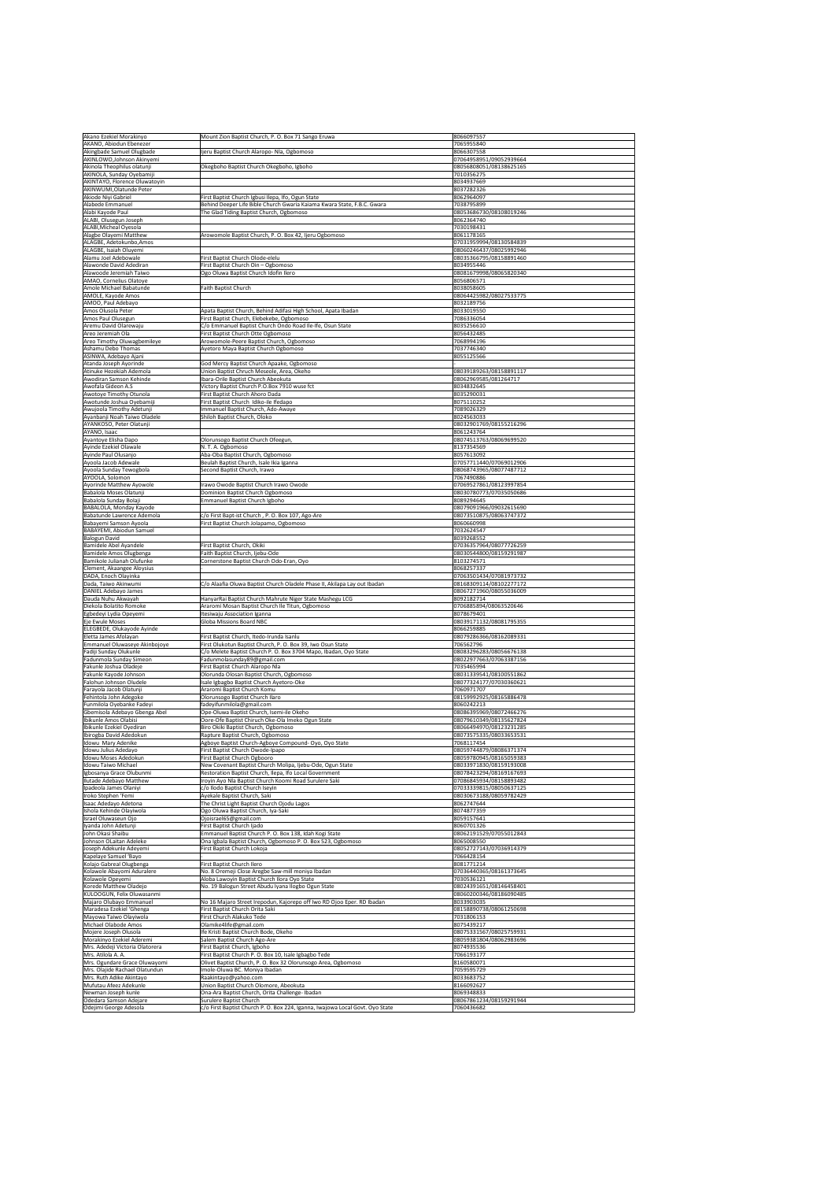| | | |
|---|---|---|
| Akano Ezekiel Morakinyo | Mount Zion Baptist Church, P. O. Box 71 Sango Eruwa | 8066097557 |
| AKANO, Abiodun Ebenezer | | 7065955840 |
| Akingbade Samuel Olugbade | Ijeru Baptist Church Alarope- Nla, Ogbomoso | 8066307558 |
| AKINLOWO,Johnson Akinyemi | | 07064958951/09052939664 |
| Akinola Theophilus olatunji | Okegboho Baptist Church Okegboho, Igboho | 080568080051/08138625165 |
| AKINOLA, Sunday Oyebamiji | | 7010356275 |
| AKINTAYO, Florence Oluwatoyin | | 8034937669 |
| AKINWUMI,Olatunde Peter | | 8037282326 |
| Akiode Niyi Gabriel | First Baptist Church Igbusi Ilepa, Ifo, Ogun State | 8062964097 |
| Alabede Emmanuel | Behind Deeper Life Bible Church Gwaria Kaiama Kwara State, F.B.C. Gwara | 7038795899 |
| Alabi Kayode Paul | The Glad Tiding Baptist Church, Ogbomoso | 08053686730/08108019246 |
| ALABI, Olusegun Joseph | | 8062364740 |
| ALABI,Micheal Oyesola | | 7030198431 |
| Alagbe Olayemi Matthew | Arowomole Baptist Church, P. O. Box 42, Ijeru Ogbomoso | 8061178165 |
| ALAGBE, Adetokunbo,Amos | | 07031959994/08130584839 |
| ALAGBE, Isaiah Oluyemi | | 08060246437/08025992946 |
| Alamu Joel Adebowale | First Baptist Church Olode-elelu | 08035366795/08158891460 |
| Alawonde David Adediran | First Baptist Church Oin – Ogbomoso | 8034955446 |
| Alawoode Jeremiah Taiwo | Ogo Oluwa Baptist Church Idofin Ilero | 08081679998/08065820340 |
| AMAO, Cornelius Olatoye | | 8056806571 |
| Amole Michael Babatunde | Faith Baptist Church | 8038058605 |
| AMOLE, Kayode Amos | | 08064425982/08027533775 |
| AMOO, Paul Adebayo | | 8032189756 |
| Amos Olusola Peter | Apata Baptist Church, Behind Adifasi High School, Apata Ibadan | 8033019550 |
| Amos Paul Olusegun | First Baptist Church, Elebekebe, Ogbomoso | 7086336054 |
| Aremu David Olarewaju | C/o Emmanuel Baptist Church Ondo Road Ile-Ife, Osun State | 8035256610 |
| Areo Jeremiah Ola | First Baptist Church Otte Ogbomoso | 8056432485 |
| Areo Timothy Oluwagbemileye | Arowomole-Peere Baptist Church, Ogbomoso | 7068994196 |
| Ashamu Debo Thomas | Ayetoro Maya Baptist Church Ogbomoso | 7037746340 |
| ASINWA, Adebayo Ajani | | 8055125566 |
| Atanda Joseph Ayorinde | God Mercy Baptist Church Apaake, Ogbomoso | |
| Atinuke Hezekiah Ademola | Union Baptist Chruch Meseole, Area, Okeho | 08039189263/08158891117 |
| Awodiran Samson Kehinde | Ibara-Orile Baptist Church Abeokuta | 08062969585/081264717 |
| Awofala Gideon A.S | Victory Baptist Church P.O.Box 7910 wuse fct | 8034832645 |
| Awotoye Timothy Otunola | First Baptist Church Ahoro Dada | 8035290031 |
| Awotunde Joshua Oyebamiji | First Baptist Church Idiko-ile Ifedapo | 8075110252 |
| Awujoola Timothy Adetunji | Immanuel Baptist Church, Ado-Awaye | 7089026329 |
| Ayanbanji Noah Taiwo Oladele | Shiloh Baptist Church, Oloko | 8024563033 |
| AYANKOSO, Peter Olatunji | | 08032901769/08155216296 |
| AYANO, Isaac | | 8061243764 |
| Ayantoye Elisha Dapo | Olorunsogo Baptist Church Ofeegun, | 08074513763/08069699520 |
| Ayinde Ezekiel Olawale | N. T. A. Ogbomoso | 8137354569 |
| Ayinde Paul Olusanjo | Aba-Oba Baptist Church, Ogbomoso | 8057613092 |
| Ayoola Jacob Adewale | Beulah Baptist Church, Isale Ikia Iganna | 07057711440/07069012906 |
| Ayoola Sunday Tewogbola | Second Baptist Church, Irawo | 08068743965/08077487712 |
| AYOOLA, Solomon | | 7067490886 |
| Ayorinde Matthew Ayowole | Irawo Owode Baptist Church Irawo Owode | 07069527861/08123997854 |
| Babalola Moses Olatunji | Dominion Baptist Church Ogbomoso | 08030780773/07035050686 |
| Babalola Sunday Bolaji | Emmanuel Baptist Church Igboho | 8089294645 |
| BABALOLA, Monday Kayode | | 08079091966/09032615690 |
| Babatunde Lawrence Ademola | c/o First Bapt-ist Church , P. O. Box 107, Ago-Are | 08073510875/08063747372 |
| Babayemi Samson Ayoola | First Baptist Church Jolapamo, Ogbomoso | 8060660998 |
| BABAYEMI, Abiodun Samuel | | 7032624547 |
| Balogun David | | 8039268552 |
| Bamidele Abel Ayandele | First Baptist Church, Okiki | 07036357964/08077726259 |
| Bamidele Amos Olugbenga | Faith Baptist Church, Ijebu-Ode | 08030544800/08159291987 |
| Bamikole Julianah Olufunke | Cornerstone Baptist Church Odo-Eran, Oyo | 8103274571 |
| Clement, Akaangee Aloysius | | 8068257337 |
| DADA, Enoch Olayinka | | 07063501434/07081973732 |
| Dada, Taiwo Akinwumi | C/o Alaafia Oluwa Baptist Church Oladele Phase II, Akilapa Lay out Ibadan | 081683091 14/08102277172 |
| DANIEL Adebayo James | | 08067271960/08055036009 |
| Dauda Nuhu Akwayah | HanyarRai Baptist Church Mahrute Niger State Mashegu LCG | 8092182714 |
| Diekola Bolatito Romoke | Araromi Mosan Baptist Church Ile Titun, Ogbomoso | 07068858940/8063520646 |
| Egbedeyi Lydia Opeyemi | Itesiwaju Association Iganna | 8078679401 |
| Eje Ewule Moses | Globa Missions Board NBC | 08039171132/08081795355 |
| ELEGBEDE, Olukayode Ayinde | | 8066259885 |
| Eletta James Afolayan | First Baptist Church, Itedo-Irunda Isanlu | 08079286366/08162089331 |
| Emmanuel Oluwaseye Akinbojoye | First Olukotun Baptist Church, P. O. Box 39, Iwo Osun State | 706562796 |
| Fadiji Sunday Olukunle | C/o Melete Baptist Church P. O. Box 3704 Mapo, Ibadan, Oyo State | 08083296283/08056676138 |
| Fadunmola Sunday Simeon | Fadunmolasunday89@gmail.com | 08022977663/07063387156 |
| Fakunle Joshua Oladeje | First Baptist Church Alarope Nla | 7035465994 |
| Fakunle Kayode Johnson | Olorunda Olosan Baptist Church, Ogbomoso | 08031339541/08100551862 |
| Falohun Johnson Oludele | Isale Igbagbo Baptist Church Ayetoro-Oke | 08077324177/07030360621 |
| Farayola Jacob Olatunji | Araromi Baptist Church Komu | 7060971707 |
| Fehintola John Adegoke | Olorunsogo Baptist Church Ilaro | 08159992925/08165886478 |
| Funmilola Oyebanke Fadeyi | fadeyifunmilola@gmail.com | 8060242213 |
| Gbemisola Adebayo Gbenga Abel | Ope-Oluwa Baptist Church, Isemi-ile Okeho | 08086395969/08072466276 |
| Ibikunle Amos Olabisi | Oore-Ofe Baptist Chiruch Oke-Ola Imeko Ogun State | 08079610349/08135627824 |
| Ibikunle Ezekiel Oyediran | Biro Okiki Baptist Church, Ogbomoso | 08066494970/08123231285 |
| Ibirogba David Adedokun | Rapture Baptist Church, Ogbomoso | 08073575335/08033653531 |
| Idowu Mary Adenike | Agboye Baptist Church-Agboye Compound- Oyo, Oyo State | 7068117454 |
| Idowu Julius Adedayo | First Baptist Church Owode-Ipapo | 08059744879/08086371374 |
| Idowu Moses Adedokun | First Baptist Church Ogbooro | 08059780945/08165059383 |
| Idowu Taiwo Michael | New Covenant Baptist Church Molipa, Ijebu-Ode, Ogun State | 08033971830/08159193008 |
| Igbosanya Grace Olubunmi | Restoration Baptist Church, Ilepa, Ifo Local Government | 08078423294/08169167693 |
| Ilutade Adebayo Matthew | Iroyin Ayo Nla Baptist Church Koomi Road Surulere Saki | 07086845934/08158893482 |
| Ipadeola James Olaniyi | c/o Ilodo Baptist Church Iseyin | 07033339815/08050637125 |
| Iroko Stephen 'Femi | Ayekale Baptist Church, Saki | 08030673188/08059782429 |
| Isaac Adedayo Adetona | The Christ Light Baptist Church Ojodu Lagos | 8062747644 |
| Ishola Kehinde Olayiwola | Ogo Oluwa Baptist Church, Iya-Saki | 8074877359 |
| Israel Oluwaseun Ojo | Ojoisrael65@gmail.com | 8059157641 |
| Iyanda John Adetunji | First Baptist Church Ijado | 8060701326 |
| John Okasi Shaibu | Emmanuel Baptist Church P. O. Box 138, Idah Kogi State | 08062191529/07055012843 |
| Johnson OLaitan Adeleke | Ona Igbala Baptist Church, Ogbomoso P. O. Box 523, Ogbomoso | 8065008550 |
| Joseph Adekunle Adeyemi | First Baptist Church Lokoja | 08052727143/07036914379 |
| Kapelaye Samuel 'Bayo | | 7066428154 |
| Kolajo Gabreal Olugbenga | First Baptist Church Ilero | 8081771214 |
| Kolawole Abayomi Aduralere | No. 8 Oremeji Close Aregbe Saw-mill moniya Ibadan | 07036440365/08161373645 |
| Kolawole Opeyemi | Aloba Lawoyin Baptist Church Ilora Oyo State | 7030536121 |
| Korede Matthew Oladejo | No. 19 Balogun Street Abudu Iyana Ilogbo Ogun State | 08024391651/08146458401 |
| KULOOGUN, Felix Oluwasanmi | | 08060200346/08186090485 |
| Majaro Olubayo Emmanuel | No 16 Majaro Street Irepodun, Kajorepo off Iwo RD Ojoo Eper. RD Ibadan | 8033903035 |
| Maradesa Ezekiel 'Gbenga | First Baptist Church Orita Saki | 08158890738/08061250698 |
| Mayowa Taiwo Olayiwola | First Church Alakuko Tede | 7031806153 |
| Michael Olabode Amos | Olamike4life@gmail.com | 8075439217 |
| Mojere Joseph Olusola | Ife Kristi Baptist Church Bode, Okeho | 08075331567/08025759931 |
| Morakinyo Ezekiel Aderemi | Salem Baptist Church Ago-Are | 08059381804/08062983696 |
| Mrs. Adedeji Victoria Olatorera | First Baptist Church, Igboho | 8074935536 |
| Mrs. Atilola A. A. | First Baptist Church P. O. Box 10, Isale Igbagbo Tede | 7066193177 |
| Mrs. Ogundare Grace Oluwayomi | Olivet Baptist Church, P. O. Box 32 Olorunsogo Area, Ogbomoso | 8160580071 |
| Mrs. Olajide Rachael Olatundun | Imole-Oluwa BC. Moniya Ibadan | 7059595729 |
| Mrs. Ruth Adike Akintayo | Raakintayo@yahoo.com | 8033683752 |
| Mufutau Afeez Adekunle | Union Baptist Church Olomore, Abeokuta | 8166092627 |
| Newman Joseph kunle | Ona-Ara Baptist Church, Orita Challenge- Ibadan | 8069348833 |
| Odedara Samson Adejare | Surulere Baptist Church | 08067861234/08159291944 |
| Odejimi George Adesola | c/o First Baptist Church P. O. Box 224, Iganna, Iwajowa Local Govt. Oyo State | 7060436682 |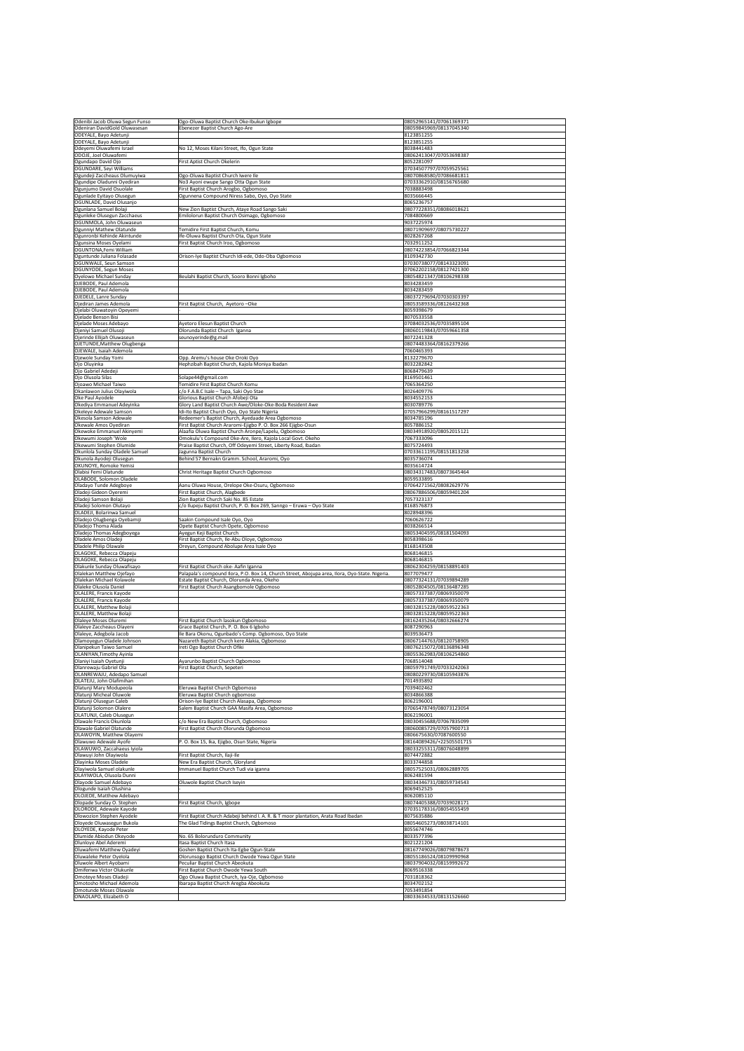| | | |
|---|---|---|
| Odenibi Jacob Oluwa Segun Funso | Ogo-Oluwa Baptist Church Oke-Ibukun Igbope | 08052965141/07061369371 |
| Odeniran DavidGold Oluwasesan | Ebenezer Baptist Church Ago-Are | 08059845969/08137045340 |
| ODEYALE, Bayo Adetunji | | 8123851255 |
| ODEYALE, Bayo Adetunji | | 8123851255 |
| Odeyemi Oluwafemi Israel | No 12, Moses Kilani Street, Ifo, Ogun State | 8038441483 |
| ODOJE, Joel Oluwafemi | | 08062413047/07053698387 |
| Ogundapo David Ojo | First Aptist Church Okelerin | 8052281097 |
| OGUNDARE, Seyi Williams | | 07034507797/07059525561 |
| Ogundeji Zaccheaus Olumuyiwa | Ogo-Oluwa Baptist Church Iwere Ile | 08070868580/07086681811 |
| Ogundipe Oladunni Oyediran | No3 Ayoni ewupe Sango Otta Ogun State | 07033362910/08156765680 |
| Ogunjumo David Osuolale | First Baptist Church Arogbo, Ogbomoso | 7038883498 |
| Ogunlade Eyitayo Olusegun | Ogunnena Compound Niress Sabo, Oyo, Oyo State | 8035666445 |
| OGUNLADE, David Olusanjo | | 8065236757 |
| Ogunlana Samuel Bolaji | New Zion Baptist Church, Ataye Road Sango Saki | 08077228351/08086018621 |
| Ogunleke Olusegun Zacchaeus | Emilolorun Baptist Church Osimago, Ogbomoso | 7084800669 |
| OGUNMOLA, John Oluwaseun | | 9037225974 |
| Ogunniyi Mathew Olatunde | Temidire First Baptist Church, Komu | 08071909697/08075730227 |
| Ogunronbi Kehinde Akintunde | Ife-Oluwa Baptist Church Ota, Ogun State | 8028267268 |
| Ogunsina Moses Oyelami | First Baptist Church Iroo, Ogbomoso | 7032911252 |
| OGUNTONA,Femi William | | 08074223854/07066823344 |
| Oguntunde Juliana Folasade | Orison-Iye Baptist Church Idi-ede, Odo-Oba Ogbomoso | 8109342730 |
| OGUNWALE, Seun Samson | | 07030738077/08143323091 |
| OGUNYODE, Segun Moses | | 07062202158/08127421300 |
| Oyelowo Michael Sunday | Beulahi Baptist Church, Sooro Bonni Igboho | 08054821347/08106298338 |
| OJEBODE, Paul Ademola | | 8034283459 |
| OJEBODE, Paul Ademola | | 8034283459 |
| OJEDELE, Lanre Sunday | | 08037279694/07030303397 |
| Ojediran James Ademola | First Baptist Church, Ayetoro –Oke | 08053589336/08126432368 |
| Ojelabi Oluwatoyin Opeyemi | | 8059398679 |
| Ojelade Benson Bisi | | 8070533558 |
| Ojelade Moses Adebayo | Ayetoro Elesun Baptist Church | 07084032536/07035895104 |
| Ojeniyi Samuel Olusoji | Olorunda Baptist Church Iganna | 08060119843/07059661358 |
| Ojerinde Ellijah Oluwaseun | seunoyerinde@g.mail | 8072241328 |
| OJETUNDE,Matthew Olugbenga | | 08074483364/08162379266 |
| OJEWALE, Isaiah Ademola | | 7060465393 |
| Ojewole Sunday Yomi | Opp. Aremu's house Oke Oroki Oyo | 8132279670 |
| Ojo Oluyinka | Hephzibah Baptist Church, Kajola Moniya Ibadan | 8032282842 |
| Ojo Gabriel Adedeji | | 8068479639 |
| Ojo Olusola Silas | Solape44@gmail.com | 8169501461 |
| Ojoawo Michael Taiwo | Temidire First Baptist Church Komu | 7065364250 |
| Okanlawon Julius Olayiwola | c/o F.A.B.C Isale – Tapa, Saki Oyo Stae | 8026409776 |
| Oke Paul Ayodele | Glorious Baptist Church Afobeji Ota | 8034552153 |
| Okediya Emmanuel Adeyinka | Glory Land Baptist Church Awe/Oloke-Oke-Boda Resident Awe | 8030789776 |
| Okeleye Adewale Samson | Idi-Ito Baptist Church Oyo, Oyo State Nigeria | 07057966299/08161517297 |
| Okesola Samson Adewale | Redeemer's Baptist Church, Ayedaade Area Ogbomoso | 8034785196 |
| Okewale Amos Oyediran | First Baptist Church Araromi-Ejigbo P. O. Box 266 Ejigbo-Osun | 8057886152 |
| Okewoke Emmanuel Akinyemi | Alaafia Oluwa Baptist Church Aronpe/Lapelu, Ogbomoso | 08034918920/08052015121 |
| Okewumi Joseph 'Wole | Omokulu's Compound Oke-Are, Ilero, Kajola Local Govt. Okeho | 7067333096 |
| Okewumi Stephen Olumide | Praise Baptist Church, Off Odeyemi Street, Liberty Road, Ibadan | 8075724493 |
| Okunlola Sunday Oladele Samuel | Jagunna Baptist Church | 07033611195/08151813258 |
| Okunola Ayodeji Olusegun | Behind 57 Bernakn Gramm. School, Araromi, Oyo | 8035736074 |
| OKUNOYE, Romoke Yemisi | | 8035614724 |
| Olabisi Femi Olatunde | Christ Heritage Baptist Church Ogbomoso | 08034317483/08073645464 |
| OLABODE, Solomon Oladele | | 8059533895 |
| Oladayo Tunde Adegboye | Aanu Oluwa House, Orelope Oke-Osuru, Ogbomoso | 07064271562/08082629776 |
| Oladeji Gideon Oyeremi | First Baptist Church, Alagbede | 08067886506/08059401204 |
| Oladeji Samson Bolaji | Zion Baptist Church Saki No. 85 Estate | 7057323137 |
| Oladeji Solomon Olutayo | c/o Ilupeju Baptist Church, P. O. Box 269, Sanngo – Eruwa – Oyo State | 8168576873 |
| OLADEJI, Bolarinwa Samuel | | 8028948396 |
| Oladejo Olugbenga Oyebamiji | Saakin Compound Isale Oyo, Oyo | 7060626722 |
| Oladejo Thoma Alada | Opete Baptist Church Opete, Ogbomoso | 8038266514 |
| Oladejo Thomas Adegboyega | Ayegun Keji Baptist Church | 08053404595/08181504093 |
| Oladele Amos Oladeji | First Baptist Church, Ile-Abu Oloye, Ogbomoso | 8058398616 |
| Oladele Philip Olawale | Oreyun, Compound Abolupe Area Isale Oyo | 8168143508 |
| OLAGOKE, Rebecca Olapeju | | 8068146815 |
| OLAGOKE, Rebecca Olapeju | | 8068146815 |
| Olakunle Sunday Oluwafisayo | First Baptist Church oke- Aafin Iganna | 08062304259/08158891403 |
| Olalekan Matthew Ojefayo | Palapala's compound Ilora, P.O. Box 14, Church Street, Abojupa area, Ilora, Oyo-State. Nigeria. | 8077079477 |
| Olalekan Michael Kolawole | Estate Baptist Church, Olorunda Area, Okeho | 08077324131/07039894289 |
| Olaleke Olusola Daniel | First Baptist Church Asangbomole Ogbomoso | 08052804505/08136487285 |
| OLALERE, Francis Kayode | | 08057337387/08069350079 |
| OLALERE, Francis Kayode | | 08057337387/08069350079 |
| OLALERE, Matthew Bolaji | | 08032815228/08059522363 |
| OLALERE, Matthew Bolaji | | 08032815228/08059522363 |
| Olaleye Moses Oluremi | First Baptist Church Iasokun Ogbomoso | 08162435264/08032666274 |
| Olaleye Zaccheaus Olayeni | Grace Baptist Church, P. O. Box 6 Igboho | 8087290963 |
| Olaleye, Adegbola Jacob | Ile Bara Okonu, Ogunbado's Comp. Ogbomoso, Oyo State | 8039536473 |
| Olamoyegun Oladele Johnson | Nazareth Baptsit Church kere Alakia, Ogbomoso | 08067144763/08120758905 |
| Olanipekun Taiwo Samuel | Ireti Ogo Baptist Church Ofiki | 08076215072/08136896348 |
| OLANIYAN,Timothy Ayinla | | 08055362983/08106254860 |
| Olaniyi Isaiah Oyetunji | Ayarunbo Baptist Church Ogbomoso | 7068514048 |
| Olanrewaju Gabriel Ola | First Baptist Church, Sepeteri | 08059791749/07033242063 |
| OLANREWAJU, Adedapo Samuel | | 08080229730/08105943876 |
| OLATEJU, John Olafimihan | | 7014935892 |
| Olatunji Mary Modupeola | Eleruwa Baptist Church Ogbomoso | 7039402462 |
| Olatunji Micheal Oluwole | Eleruwa Baptist Church ogbomoso | 8034866388 |
| Olatunji Olusegun Caleb | Orison-Iye Baptist Church Alasapa, Ogbomoso | 8062196001 |
| Olatunji Solomon Olalere | Salem Baptist Church GAA Masifa Area, Ogbomoso | 07065478749/08073123054 |
| OLATUNJI, Caleb Olusegun | | 8062196001 |
| Olawale Francis Okunlola | c/o New Era Baptist Church, Ogbomoso | 08030455688/07067835099 |
| Olawale Gabriel Olatunde | First Baptist Church Olorunda Ogbomoso | 08060085729/07057900713 |
| OLAWOYIN, Matthew Olayemi | | 0806675630/07087600550 |
| Olawuwo Adewale Ayofe | P. O. Box 15, Ika, Ejigbo, Osun State, Nigeria | 08164089426/+22505501715 |
| OLAWUWO, Zacchaeus Iyiola | | 08033255311/08076048899 |
| Olawuyi John Olayiwola | First Baptist Church, Ilaji-Ile | 8074472882 |
| Olayinka Moses Oladele | New Era Baptist Church, Gloryland | 8033744858 |
| Olayiwola Samuel olakunle | Immanuel Baptist Church Tudi via iganna | 08057525031/08062889705 |
| OLAYIWOLA, Olusola Dunni | | 8062481594 |
| Olayode Samuel Adebayo | Oluwole Baptist Church Iseyin | 08034346731/08059734543 |
| Ologunde Isaiah Olushina | . | 8069452525 |
| OLOJEDE, Matthew Adebayo | | 8062085110 |
| Olopade Sunday O. Stephen | First Baptist Church, Igbope | 08074405388/07039028171 |
| OLORODE, Adewale Kayode | | 07035178316/08054555459 |
| Olowozion Stephen Ayodele | First Baptist Church Adabeji behind I. A. R. & T moor plantation, Arata Road Ibadan | 8075635886 |
| Oloyede Oluwasegun Bukola | The Glad Tidings Baptist Church, Ogbomoso | 08054605273/08038714101 |
| OLOYEDE, Kayode Peter | | 8055674746 |
| Olumide Abiodun Okeyode | No. 65 Bolorunduro Community | 8033577396 |
| Olunloye Abel Aderemi | Itasa Baptist Church Itasa | 8021221204 |
| Oluwafemi Matthew Oyadeyi | Goshen Baptist Church Ita-Egbe Ogun-State | 08167749026/08079878673 |
| Oluwaleke Peter Oyelola | Olorunsogo Baptist Church Owode Yewa Ogun State | 08055186524/08109990968 |
| Oluwole Albert Ayobami | Peculiar Baptist Church Abeokuta | 08037904032/08159992672 |
| Omifenwa Victor Olukunle | First Baptist Church Owode Yewa South | 8069516338 |
| Omoteye Moses Oladeji | Ogo Oluwa Baptist Church, Iya-Oje, Ogbomoso | 7031818362 |
| Omotosho Michael Ademola | Ibarapa Baptist Church Aregba Abeokuta | 8034702152 |
| Omotunde Moses Olawale | | 7053491854 |
| ONAOLAPO, Elizabeth O | | 08033634533/08131526660 |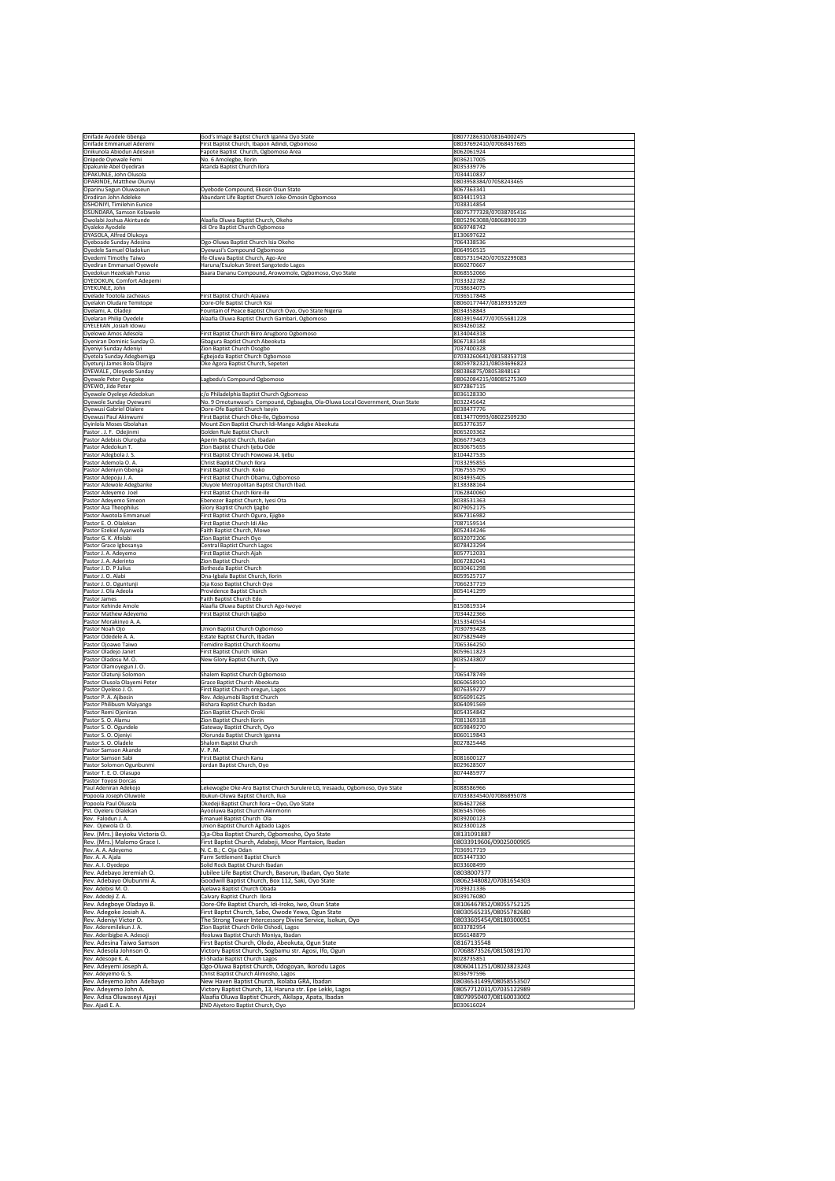| | | |
|---|---|---|
| Onifade Ayodele Gbenga | God's Image Baptist Church Iganna Oyo State | 08077286310/08164002475 |
| Onifade Emmanuel Aderemi | First Baptist Church, Ibapon Adindi, Ogbomoso | 08037692410/07068457685 |
| Onikunola Abiodun Adeseun | Fapote Baptist Church, Ogbomoso Area | 8062061924 |
| Onipede Oyewale Femi | No. 6 Amolegbe, Ilorin | 8036217005 |
| Opakunle Abel Oyediran | Atanda Baptist Church Ilora | 8035339776 |
| OPAKUNLE, John Olusola | | 7034410837 |
| OPARINDE, Matthew Oluniyi | | 0803958384/07058243465 |
| Oparinu Segun Oluwaseun | Oyebode Compound, Ekosin Osun State | 8067363341 |
| Orodiran John Adeleke | Abundant Life Baptist Church Joke-Omosin Ogbomoso | 8034411913 |
| OSHONIYI, Timilehin Eunice | | 7038314854 |
| OSUNDARA, Samson Kolawole | | 08075777328/07038705416 |
| Owolabi Joshua Akintunde | Alaafia Oluwa Baptist Church, Okeho | 08052963088/08068900339 |
| Oyaleke Ayodele | Idi Oro Baptist Church Ogbomoso | 8069748742 |
| OYASOLA, Alfred Olukoya | | 8130697622 |
| Oyeboade Sunday Adesina | Ogo-Oluwa Baptist Church Isia Okeho | 7064338536 |
| Oyedele Samuel Oladokun | Oyewusi's Compound Ogbomoso | 8064950515 |
| Oyedemi Timothy Taiwo | Ife-Oluwa Baptist Church, Ago-Are | 08057319420/07032299083 |
| Oyediran Emmanuel Oyewole | Haruna/Esulokun Street Sangotedo Lagos | 8060270667 |
| Oyedokun Hezekiah Funso | Baara Dananu Compound, Arowomole, Ogbomoso, Oyo State | 8068552066 |
| OYEDOKUN, Comfort Adepemi | | 7033322782 |
| OYEKUNLE, John | | 7038634075 |
| Oyelade Tootola zacheaus | First Baptist Church Ajaawa | 7036517848 |
| Oyelakin Oludare Temitope | Oore-Ofe Baptist Church Kisi | 08060177447/08189359269 |
| Oyelami, A. Oladeji | Fountain of Peace Baptist Church Oyo, Oyo State Nigeria | 8034358843 |
| Oyelaran Philip Oyedele | Alaafia Oluwa Baptist Church Gambari, Ogbomoso | 08039194477/07055681228 |
| OYELEKAN ,Josiah Idowu | | 8034260182 |
| Oyelowo Amos Adesola | First Baptist Church Biiro Arugboro Ogbomoso | 8134044318 |
| Oyeniran Dominic Sunday O. | Gbagura Baptist Church Abeokuta | 8067183148 |
| Oyeniyi Sunday Adeniyi | Zion Baptist Church Osogbo | 7037400328 |
| Oyetola Sunday Adegbemiga | Egbejoda Baptist Church Ogbomoso | 07033260641/08158353718 |
| Oyetunji James Bola Olajire | Oke Agora Baptist Church, Sepeteri | 08059782321/08034696823 |
| OYEWALE , Oloyede Sunday | | 08038687S/08053848163 |
| Oyewale Peter Oyegoke | Lagbedu's Compound Ogbomoso | 08062084215/08085275369 |
| OYEWO, Jide Peter | | 8072867115 |
| Oyewole Oyeleye Adedokun | c/o Philadelphia Baptist Church Ogbomoso | 8036128330 |
| Oyewole Sunday Oyewumi | No. 9 Omotunwase's Compound, Ogbaagba, Ola-Oluwa Local Government, Osun State | 8032245642 |
| Oyewusi Gabriel Olalere | Oore-Ofe Baptist Church Iseyin | 8038477776 |
| Oyewusi Paul Akinwumi | First Baptist Church Oko-Ile, Ogbomoso | 08134770993/08022509230 |
| Oyinlola Moses Gbolahan | Mount Zion Baptist Church Idi-Mango Adigbe Abeokuta | 8053776357 |
| Pastor . J. F. Odejinmi | Golden Rule Baptist Church | 8065203362 |
| Pastor Adebisis Olurogba | Aperin Baptist Church, Ibadan | 8066773403 |
| Pastor Adedokun T. | Zion Baptist Church Ijebu Ode | 8030675655 |
| Pastor Adegbola J. S. | First Baptist Chruch Fowowa J4, Ijebu | 8104427535 |
| Pastor Ademola O. A. | Christ Baptist Church Ilora | 7033295855 |
| Pastor Adeniyin Gbenga | First Baptist Church Koko | 7067555790 |
| Pastor Adepoju J. A. | First Baptist Church Obamu, Ogbomoso | 8034935405 |
| Pastor Adewole Adegbanke | Oluyole Metropolitan Baptist Church Ibad. | 8138388164 |
| Pastor Adeyemo Joel | First Baptist Church Ikire-Ile | 7062840060 |
| Pastor Adeyemo Simeon | Ebenezer Baptist Church, Iyesi Ota | 8038531363 |
| Pastor Asa Theophilus | Glory Baptist Church Ijagbo | 8079052175 |
| Pastor Awotola Emmanuel | First Baptist Church Oguro, Ejigbo | 8067316982 |
| Pastor E. O. Olalekan | First Baptist Church Idi Ako | 7087159514 |
| Pastor Ezekiel Ayanwola | Faith Baptist Church, Mowe | 8052434246 |
| Pastor G. K. Afolabi | Zion Baptist Church Oyo | 8032072206 |
| Pastor Grace Igbosanya | Central Baptist Church Lagos | 8078423294 |
| Pastor J. A. Adeyemo | First Baptist Church Ajah | 8057712031 |
| Pastor J. A. Aderinto | Zion Baptist Church | 8067282041 |
| Pastor J. D. P Julius | Bethesda Baptist Church | 8030461298 |
| Pastor J. O. Alabi | Ona-Igbala Baptist Church, Ilorin | 8059525717 |
| Pastor J. O. Oguntunji | Oja Koso Baptist Church Oyo | 7066237719 |
| Pastor J. Ola Adeola | Providence Baptist Church | 8054141299 |
| Pastor James | Faith Baptist Church Edo | |
| Pastor Kehinde Amole | Alaafia Oluwa Baptist Church Ago-Iwoye | 8150819314 |
| Pastor Mathew Adeyemo | First Baptist Church Ijagbo | 7034422366 |
| Pastor Morakinyo A. A. | | 8153540554 |
| Pastor Noah Ojo | Union Baptist Church Ogbomoso | 7030793428 |
| Pastor Odedele A. A. | Estate Baptist Church, Ibadan | 8075829449 |
| Pastor Ojoawo Taiwo | Temidire Baptist Church Koomu | 7065364250 |
| Pastor Oladejo Janet | First Baptist Church Idikan | 8059611823 |
| Pastor Oladosu M. O. | New Glory Baptist Church, Oyo | 8035243807 |
| Pastor Olamoyegun J. O. | | |
| Pastor Olatunji Solomon | Shalem Baptist Church Ogbomoso | 7065478749 |
| Pastor Olusola Olayemi Peter | Grace Baptist Church Abeokuta | 8060658910 |
| Pastor Oyeleso J. O. | First Baptist Church oregun, Lagos | 8076359277 |
| Pastor P. A. Ajibesin | Rev. Adejumobi Baptist Church | 8056091625 |
| Pastor Philibusm Maiyango | Bishara Baptist Church Ibadan | 8064091569 |
| Pastor Remi Ojeniran | Zion Baptist Church Oroki | 8054354842 |
| Pastor S. O. Alamu | Zion Baptist Church Ilorin | 7081369318 |
| Pastor S. O. Ogundele | Gateway Baptist Church, Oyo | 8059849270 |
| Pastor S. O. Ojeniyi | Olorunda Baptist Church Iganna | 8060119843 |
| Pastor S. O. Oladele | Shalom Baptist Church | 8027825448 |
| Pastor Samson Akande | V. P. M. | |
| Pastor Samson Sabi | First Baptist Church Kanu | 8081600127 |
| Pastor Solomon Ogunbunmi | Jordan Baptist Church, Oyo | 8029628507 |
| Pastor T. E. O. Olasupo | | 8074485977 |
| Pastor Toyosi Dorcas | | |
| Paul Adeniran Adekojo | Lekewogbe Oke-Aro Baptist Church Surulere LG, Iresaadu, Ogbomoso, Oyo State | 8088586966 |
| Popoola Joseph Oluwole | Ibukun-Oluwa Baptist Church, Ilua | 07033834540/07086895078 |
| Popoola Paul Olusola | Okedeji Baptist Church Ilora – Oyo, Oyo State | 8064627268 |
| Pst. Oyeleru Olalekan | Ayooluwa Baptist Church Akinmorin | 8065457066 |
| Rev. Falodun J. A. | Emanuel Baptist Church Ola | 8039200123 |
| Rev. Ojewola O. O. | Union Baptist Church Agbado Lagos | 8023300128 |
| Rev. (Mrs.) Beyioku Victoria O. | Oja-Oba Baptist Church, Ogbomosho, Oyo State | 08131091887 |
| Rev. (Mrs.) Malomo Grace I. | First Baptist Church, Adabeji, Moor Plantaion, Ibadan | 08033919606/09025000905 |
| Rev. A. A. Adeyemo | N. C. B.; C. Oja Odan | 7036917719 |
| Rev. A. A. Ajala | Farm Settlement Baptist Church | 8053447330 |
| Rev. A. I. Oyedepo | Solid Rock Baptist Church Ibadan | 8033608499 |
| Rev. Adebayo Jeremiah O. | Jubilee Life Baptist Church, Basorun, Ibadan, Oyo State | 08038007377 |
| Rev. Adebayo Olubunmi A. | Goodwill Baptist Church, Box 112, Saki, Oyo State | 08062348082/07081654303 |
| Rev. Adebisi M. O. | Ajelawa Baptist Church Obada | 7039321336 |
| Rev. Adedeji Z. A. | Calvary Baptist Church Ilora | 8039176080 |
| Rev. Adegboye Oladayo B. | Oore-Ofe Baptist Church, Idi-Iroko, Iwo, Osun State | 08106467852/08055752125 |
| Rev. Adegoke Josiah A. | First Baptst Church, Sabo, Owode Yewa, Ogun State | 08030565235/08055782680 |
| Rev. Adeniyi Victor O. | The Strong Tower Intercessory Divine Service, Isokun, Oyo | 08033605454/08180300051 |
| Rev. Aderemilekun J. A. | Zion Baptist Church Orile Oshodi, Lagos | 8033782954 |
| Rev. Aderibigbe A. Adesoji | Ifeoluwa Baptist Church Moniya, Ibadan | 8056148879 |
| Rev. Adesina Taiwo Samson | First Baptist Church, Olodo, Abeokuta, Ogun State | 08167135548 |
| Rev. Adesola Johnson O. | Victory Baptist Church, Sogbamu str. Agosi, Ifo, Ogun | 07068873526/08150819170 |
| Rev. Adesope K. A. | El-Shadai Baptist Church Lagos | 8028735851 |
| Rev. Adeyemi Joseph A. | Ogo-Oluwa Baptist Church, Odogoyan, Ikorodu Lagos | 08060411251/08023823243 |
| Rev. Adeyemo G. S. | Christ Baptist Church Alimosho, Lagos | 8036797596 |
| Rev. Adeyemo John Adebayo | New Haven Baptist Church, Ikolaba GRA, Ibadan | 08036531499/08058553507 |
| Rev. Adeyemo John A. | Victory Baptist Church, 13, Haruna str. Epe Lekki, Lagos | 08057712031/07035122989 |
| Rev. Adisa Oluwaseyi Ajayi | Alaafia Oluwa Baptist Church, Akilapa, Apata, Ibadan | 08079950407/08160033002 |
| Rev. Ajadi E. A. | 2ND Aiyetoro Baptist Church, Oyo | 8030616024 |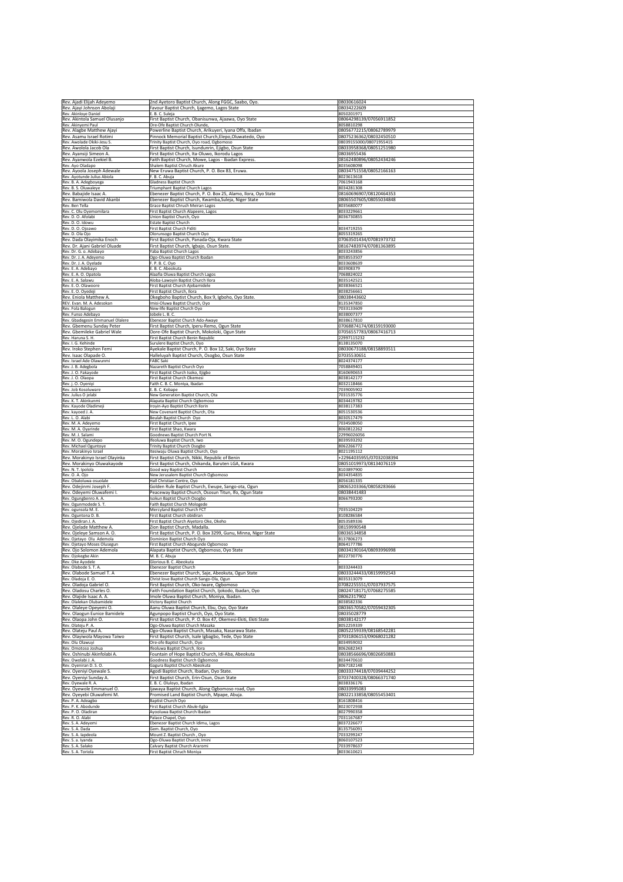| Rev. Ajadi Elijah Adeyemo | 2nd Ayetoro Baptist Church, Along FGGC, Saabo, Oyo. | 08030616024 |
|---|---|---|
| Rev. Ajayi Johnson Abolaji | Favour Baptist Church, Ijagemo, Lagos State | 08034222609 |
| Rev. Akinloye Daniel | E. B. C. Suleja | 8050201971 |
| Rev. Akintola Samuel Olusanjo | First Baptist Church, Obanisunwa, Ajaawa, Oyo State | 08064298139/07056911852 |
| Rev. Akinyemi Paul | Ore-Ofe Baptist Church Olunde, | 8058810298 |
| Rev. Alagbe Matthew Ajayi | Powerline Baptist Church, Arikuyeri, Iyana Offa, Ibadan | 08056772215/08062789979 |
| Rev. Asamu Israel Rotimi | Pinnock Memorial Baptist Church,Elepo,Oluwatedo, Oyo | 08075236362/08032450510 |
| Rev. Awolade Okiki-Jesu S. | Trinity Baptist Church, Oyo road, Ogbomoso | 08039155000/08071955415 |
| Rev. Awolola Jacob Ola | First Baptist Church, Isundunrin, Ejigbo, Osun State | 08033958368/08051251980 |
| Rev. Ayansiji Simeon A. | First Baptist Church, Ita-Oluwo, Ikorodu Lagos | 08036955436 |
| Rev. Ayanwola Ezekiel B. | Faith Baptist Church, Mowe, Lagos - Ibadan Express. | 08162480896/08052434246 |
| Rev. Ayo Oladapo | Shalem Baptist Chruch Akure | 8035608098 |
| Rev. Ayoola Joseph Adewale | New Eruwa Baptist Church, P. O. Box 83, Eruwa. | 08034751558/08052166163 |
| Rev. Ayotunde Julius Abiola | F. B. C. Abuja | 8023613618 |
| Rev. B. A. Adegboyega | Gladness Baptist Church | 7061943168 |
| Rev. B. S. Oluwaleye | Triumphant Baptist Church Lagos | 8034281308 |
| Rev. Babajide Isaac A. | Ebenezer Baptist Church, P. O. Box 25, Alamo, Ilora, Oyo State | 08160696907/08120464353 |
| Rev. Bamiwola David Akanbi | Ebenezer Baptist Church, Kwamba,Suleja, Niger State | 08065507605/08055034848 |
| Rev. Ben Tella | Grace Baptist Chruch Meiran Lagos | 8035680077 |
| Rev. C. Olu Oyemomilara | First Baptist Church Alapeere, Lagos | 8033229661 |
| Rev. D. O. Afolabi | Union Baptist Church, Oyo | 8036730855 |
| Rev. D. O. Idowu | Estate Baptist Church | |
| Rev. D. O. Ojoawo | First Baptist Church Fiditi | 8034719255 |
| Rev. D. Ola Ojo | Olorunsogo Baptist Church Oyo | 8055319265 |
| Rev. Dada Olayimika Enoch | First Baptist Church, Panada-Oja, Kwara State | 07063501434/07081973732 |
| Rev. Dr. Ajani Gabriel Oluade | First Baptist Church, Igbajo, Osun State. | 08167483974/07081363895 |
| Rev. Dr. G. o. Adebayo | Yaba Baptist Church Lagos | 8033243856 |
| Rev. Dr. J. A. Adeyemo | Ogo-Oluwa Baptist Church Ibadan | 8058553507 |
| Rev. Dr. J. A. Oyelade | F. P. B. C. Oyo | 8033608639 |
| Rev. E. A. Adebayo | E. B. C. Abeokuta | 803908379 |
| Rev. E. A. O. Opatola | Alaafia Oluwa Baptist Church Lagos | 7068824022 |
| Rev. E. A. Salawu | Aloba-Lawoyin Baptist Church Ilora | 8035142521 |
| Rev. E. O. Olawoore | First Baptist Church Ajebamidele | 8038366521 |
| Rev. E. O. Oyedeji | First Baptist Church, Ilora | 8038256661 |
| Rev. Eniola Matthew A. | Okegboho Baptist Church, Box 9, Igboho, Oyo State. | 08038443602 |
| REV. Evan. M. A. Adesokan | Imisi-Oluwa Baptist Church, Oyo | 8135347850 |
| Rev. Fola Balogun | New-life Baptist Church Oyo | 7033133609 |
| Rev. Funso Adebayo | Jobele L. B. C. | 8038007377 |
| Rev. Gbadegesin Emmanuel Olalere | Ebenezer Baptist Church Ado-Awaye | 8038617810 |
| Rev. Gbemenu Sunday Peter | First Baptist Church, Iperu-Remo, Ogun State | 07068874174/08159193000 |
| Rev. Gbemileke Gabriel Wale | Oore-Ofe Baptist Church, Mokoloki, Ogun State | 07056557783/08067416713 |
| Rev. Haruna S. H. | First Baptist Church Benin Republic | 22997115232 |
| Rev. I. G. Kehinde | Surulere Baptist Church, Oyo | 8138135070 |
| Rev. Iroko Stephen Femi | Ayekale Baptist Church, P. O. Box 12, Saki, Oyo State | 08030673188/08158893511 |
| Rev. Isaac Olapade O. | Halleluyah Baptist Church, Osogbo, Osun State | 07035530651 |
| Rev. Israel Ade Olawunmi | FABC Saki | 8024374177 |
| Rev. J. B. Adegbola | Nazareth Baptist Church Oyo | 7058849401 |
| Rev. J. O. Fakayode | First Baptist Church Isoko, Ejigbo | 8160690653 |
| Rev. J. O. Olaopa | First Baptist Church Okemesi | 8038142177 |
| Rev. J. O. Oyeniyi | Faith C. B. C. Moniya, Ibadan | 8032118466 |
| Rev. Job Kosoluware | E. B. C. Kebape | 7039005902 |
| Rev. Julius O Jelabi | New Generation Baptist Church, Ota | 7031535776 |
| Rev. K. T. Akinkunmi | Alapata Baptist Church Ogbomoso | 8034419782 |
| Rev. Kayode Oladimeji | Iroyin-Ayo Baptist Church Ilorin | 8038117383 |
| Rev. kayoed J. A. | New Covenant Baptist Church, Ota | 8051530536 |
| Rev. L. O. Alabi | Beulah Baptist Church Oyo | 8030517479 |
| Rev. M. A. Adeyemo | First Baptist Church, Ipee | 7034508050 |
| Rev. M. A. Oyarinde | First Baptist Shao, Kwara | 8060812262 |
| Rev. M. J. Salami | Goodnews Baptist Church Port N. | 22996026056 |
| Rev. M. O. Ogundepo | Ifeoluwa Baptist Church, Iwo | 8039593292 |
| Rev. Michael Oguntoye | Trinity Baptist Church Osogbo | 8062266772 |
| Rev. Morakinyo Israel | Iteoiwaju Oluwa Baptist Church, Oyo | 8021195112 |
| Rev. Morakinyo Israel Olayinka | First Baptist Church, Nikki, Republic of Benin | +22964035955/07032038394 |
| Rev. Morakinyo Oluwakayode | First Baptist Church, Chikanda, Baruten LGA, Kwara | 08051019973/08134076119 |
| Rev. N. T. Ipolola | Good way Baptist Church | 8103897900 |
| Rev. O. A. Ojo | New Jerusalem Baptist Church Ogbomoso | 8034354835 |
| Rev. Obaloluwa osuolale | Hall Christian Centre, Oyo | 8056181335 |
| Rev. Odejinmi Joseph F. | Golden Rule Baptist Church, Ewupe, Sango-ota, Ogun | 08065203366/08058283666 |
| Rev. Odeyemi Oluwafemi I. | Peaceway Baptist Church, Ososun Titun, Ifo, Ogun State | 08038441483 |
| Rev. Ogungbenro A. A. | Isokun Baptist Church Osogbo | 8066793200 |
| Rev. Ogunmodede S. T. | Faith Baptist Church Mologede | |
| Rev. ogunsola M. E. | Mercyland Baptist Church FCT | 7035104229 |
| Rev. Oguntona D. B. | First Baptist Church obidiran | 8108286584 |
| Rev. Ojediran J. A. | First Baptist Church Aiyetoro Oke, Okeho | 8053589336 |
| Rev. Ojelade Matthew A. | Zion Baptist Church, Madalla. | 08159990548 |
| Rev. Ojeleye Samson A. O. | First Baptist Church, P. O. Box 3299, Gunu, Minna, Niger State | 08036534858 |
| Rev. Ojetayo Olu Ademola | Dominion Baptist Church Oyo | 8137806273 |
| Rev. Ojetayo Moses Olusegun | First Baptist Church Abogunde Ogbomoso | 8064177786 |
| Rev. Ojo Solomon Ademola | Alapata Baptist Church, Ogbomoso, Oyo State | 08034190164/08093996998 |
| Rev. Ojokegbe Akin | M. B. C. Abuja | 8022730776 |
| Rev. Oke Ayodele | Glorious B. C. Abeokuta | |
| Rev. Olabode S. T. A. | Ebenezer Baptist Church | 8033244433 |
| Rev. Olabode Samuel T. A | Ebenezer Baptist Church, Saje, Abeokuta, Ogun State | 08033244433/08159992543 |
| Rev. Oladoja E. O. | Christ love Baptist Church Sango-Ota, Ogun | 8035313079 |
| Rev. Oladoja Gabriel O. | First Baptist Church, Oko-Iware, Ogbomoso | 07082255551/07037937575 |
| Rev. Oladosu Charles O. | Faith Foundation Baptist Church, Ijokodo, Ibadan, Oyo | 08024718171/07068275585 |
| Rev. Olajide Isaac A. A. | Imole Oluwa Baptist Church, Moniya, Ibadan. | 08062317902 |
| Rev. Olalekan Olubamidele | Victory Baptist Church | 8038582336 |
| Rev. Olaleye Opeyemi O. | Aanu Oluwa Baptist Church, Ebu, Oyo, Oyo State | 08036570582/07059432305 |
| Rev. Olaogun Eunice Bamidele | Agunpopo Baptist Church, Oyo, Oyo State. | 08035028779 |
| Rev. Olaopa John O. | First Baptist Church, P. O. Box 47, Okemesi-Ekiti, Ekiti State | 08038142177 |
| Rev. Olateju P. A. | Ogo-Oluwa Baptist Church Masaka | 8052259339 |
| Rev. Olateju Paul A. | Ogo-Oluwa Baptist Church, Masaka, Nasarawa State. | 08052259339/08168542281 |
| Rev. Olayiwola Mayowa Taiwo | First Baptist Church, Isale Igbagbo, Tede, Oyo State | 07031806153/09068021282 |
| Rev. Olu Olawuyi | Ore-ofe Baptist Church, Oyo | 8034959032 |
| Rev. Omotoso Joshua | Ifeoluwa Baptist Church, Ilora | 8062682343 |
| Rev. Oshinubi Akinfolabi A. | Fountain of Hope Baptist Church, Idi-Aba, Abeokuta | 08038566696/08026850883 |
| Rev. Owolabi J. A. | Goodness Baptist Church Ogbomoso | 8034470610 |
| Rev. Oyeniran D. S. O. | Gagura Baptist Church Abeokuta | 8067182148 |
| Rev. Oyeniyi Oyewale S. | Agodi Baptist Church, Ibadan, Oyo State. | 08033374418/07039444252 |
| Rev. Oyeniyi Sunday A. | First Baptist Church, Erin-Osun, Osun State | 07037400328/08066371740 |
| Rev. Oyewale R. A. | E. B. C. Oluloyo, Ibadan | 8038336176 |
| Rev. Oyewole Emmanuel O. | Ijawaya Baptist Church, Along Ogbomoso road, Oyo | 08033995083 |
| Rev. Oyeyebi Oluwafemi M. | Promised Land Baptist Church, Mpape, Abuja. | 08022133858/08055453401 |
| Rev. P. A. Adeagbo | Baptist Church Oyo | 8161808416 |
| Rev. P. K. Abodunde | First Baptist Church Abule-Egba | 8023072938 |
| Rev. P. O. Oladiran | Ayooluwa Baptist Church Ibadan | 8027990358 |
| Rev. R. O. Alabi | Palace Chapel, Oyo | 7031167687 |
| Rev. S. A. Adeyemi | Ebenezer Baptist Church Idimu, Lagos | 8037226677 |
| Rev. S. A. Dada | Gem. Baptist Church, Oyo | 8135756091 |
| Rev. S. A. Iapdeola | Mount Z. Baptist Church , Oyo | 7033299247 |
| Rev. S. a. Iyanda | Ogo-Oluwa Baptist Church, Imini | 8060107523 |
| Rev. S. A. Salako | Calvary Baptist Church Araromi | 7033978637 |
| Rev. S. A. Toriola | First Baptist Chruch Moniya | 8033610621 |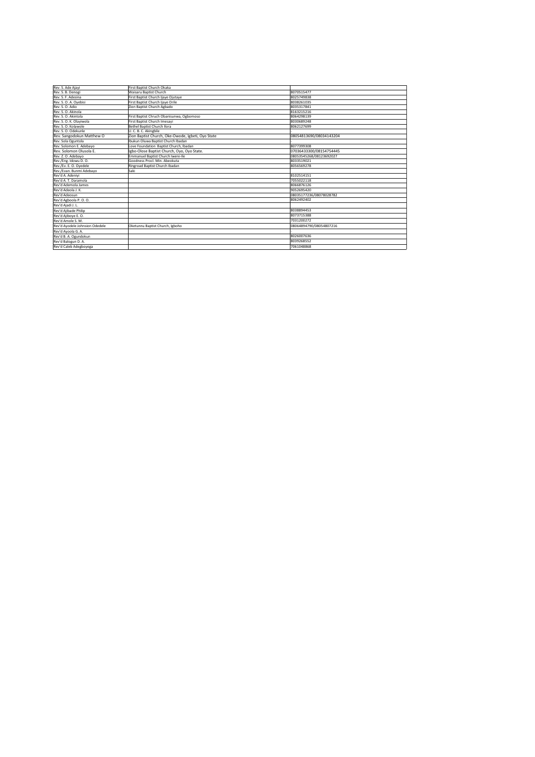| | | |
|---|---|---|
| Rev. S. Ade Ajayi | First Baptist Church Okaka | |
| Rev. S. B. Denogi | Waisaru Baptist Church | 8070515477 |
| Rev. S. F. Adesina | First Baptist Church Ijaye Ojutaye | 8025749838 |
| Rev. S. O. A. Oyebisi | First Baptist Church Ijaye Orile | 8038261035 |
| Rev. S. O. Adio | Zion Baptist Church Agbado | 8035317841 |
| Rev. S. O. Akinola | | 8163215216 |
| Rev. S. O. Akintola | First Baptist Chruch Obanisunwa, Ogbomoso | 8064298139 |
| Rev. S. O. K. Olayiwola | First Baptist Church Imesayi | 8030689248 |
| Rev. S. O. Kolawole | Bethel Baptist Church Ilora | 8062127699 |
| Rev. S. O. Odekunle | U. C. B. C. Akingbile | |
| Rev. Sangodokun Matthew O | Zion Baptist Church, Oke-Owode, Igbeti, Oyo State | 08054813690/08034143204 |
| Rev. Sola Oguntola | Ibukun Oluwa Baptist Church Ibadan | |
| Rev. Solomon E. Adebayo | Love Foundation Baptist Church, Ibadan | 8077399308 |
| Rev. Solomon Olusola E. | Igbo-Olose Baptist Church, Oyo, Oyo State. | 07036433300/08154754445 |
| Rev. Z. O. Adebayo | Emmanuel Baptist Church Iwere-Ile | 08053545268/08123692027 |
| Rev./Eng. Idowu D. O. | Goodness Procl. Min. Abeokuta | 8033519021 |
| Rev./Ev. E. O. Oyedele | Ringroad Baptist Church Ibadan | 8056569278 |
| Rev./Evan. Bunmi Adebayo | Saki | |
| Rev'd A. Adeniyi | | 8102514151 |
| Rev'd A. T. Daramola | | 7055022118 |
| Rev'd Ademola James | | 8066876126 |
| Rev'd Adeola J. K. | | 9052695420 |
| Rev'd Adeosun | | 08035177236/08078028782 |
| Rev'd Agboola P. O. O. | | 8062492402 |
| Rev'd Ajadi J. L. | | |
| Rev'd Ajibade Philip | | 8038894453 |
| Rev'd Ajiboye E. O. | | 8073715388 |
| Rev'd Amole S. M. | | 7031200272 |
| Rev'd Ayodele Johnson Odedele | Oketunnu Baptist Church, Igboho | 08064894790/08054807216 |
| Rev'd Ayoola G. A. | | |
| Rev'd B. A. Ogundokun | | 8026007636 |
| Rev'd Balogun D. A. | | 8039268552 |
| Rev'd Caleb Adegboyega | | 7061048868 |